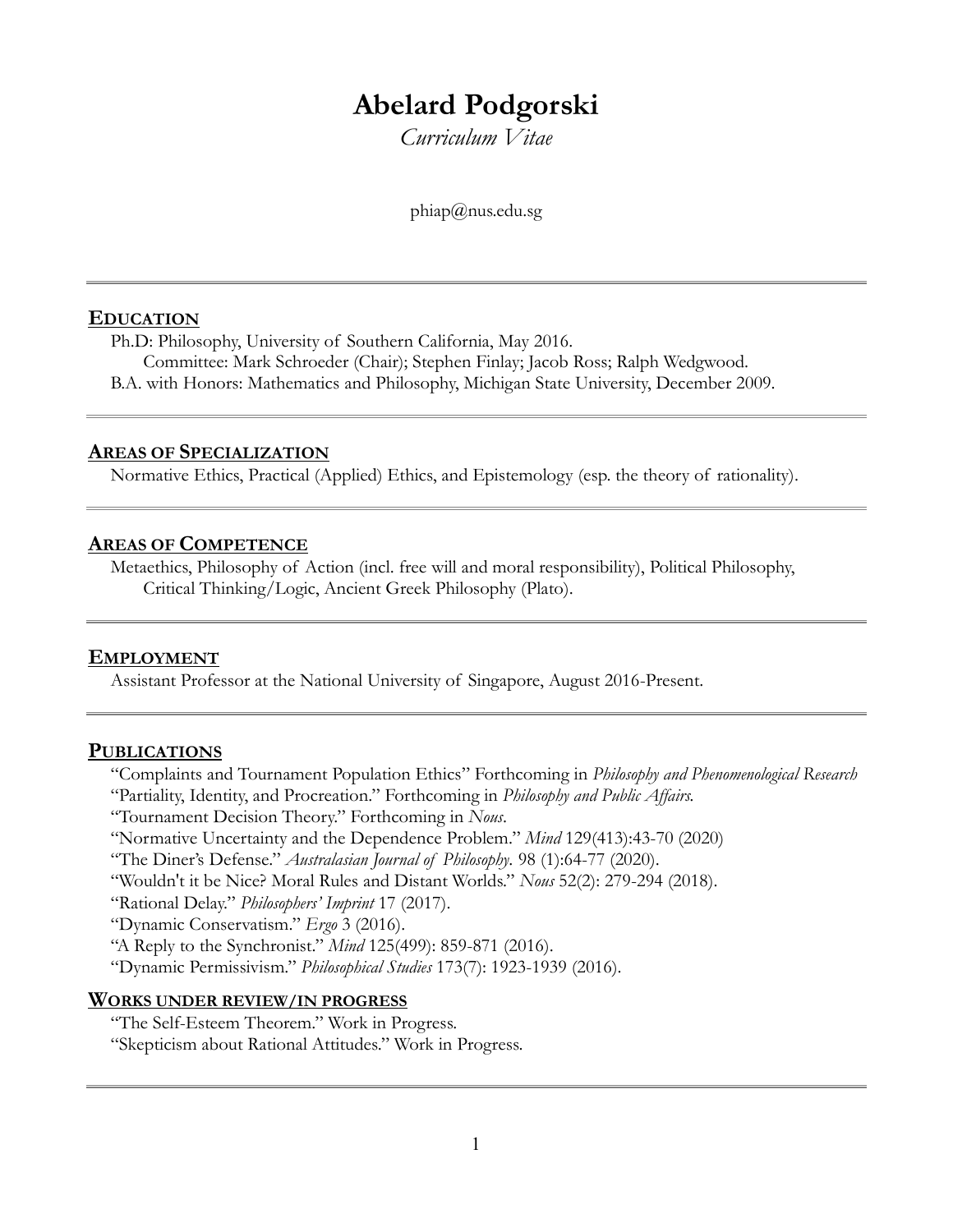# Abelard Podgorski

*Curriculum Vitae*

phiap@nus.edu.sg

## EDUCATION

Ph.D: Philosophy, University of Southern California, May 2016.
Committee: Mark Schroeder (Chair); Stephen Finlay; Jacob Ross; Ralph Wedgwood.
B.A. with Honors: Mathematics and Philosophy, Michigan State University, December 2009.

## AREAS OF SPECIALIZATION

Normative Ethics, Practical (Applied) Ethics, and Epistemology (esp. the theory of rationality).

## AREAS OF COMPETENCE

Metaethics, Philosophy of Action (incl. free will and moral responsibility), Political Philosophy, Critical Thinking/Logic, Ancient Greek Philosophy (Plato).

## EMPLOYMENT

Assistant Professor at the National University of Singapore, August 2016-Present.

## PUBLICATIONS

"Complaints and Tournament Population Ethics" Forthcoming in *Philosophy and Phenomenological Research*
"Partiality, Identity, and Procreation." Forthcoming in *Philosophy and Public Affairs.*
"Tournament Decision Theory." Forthcoming in *Nous*.
"Normative Uncertainty and the Dependence Problem." *Mind* 129(413):43-70 (2020)
"The Diner's Defense." *Australasian Journal of Philosophy*. 98 (1):64-77 (2020).
"Wouldn't it be Nice? Moral Rules and Distant Worlds." *Nous* 52(2): 279-294 (2018).
"Rational Delay." *Philosophers' Imprint* 17 (2017).
"Dynamic Conservatism." *Ergo* 3 (2016).
"A Reply to the Synchronist." *Mind* 125(499): 859-871 (2016).
"Dynamic Permissivism." *Philosophical Studies* 173(7): 1923-1939 (2016).

### WORKS UNDER REVIEW/IN PROGRESS

"The Self-Esteem Theorem." Work in Progress.
"Skepticism about Rational Attitudes." Work in Progress.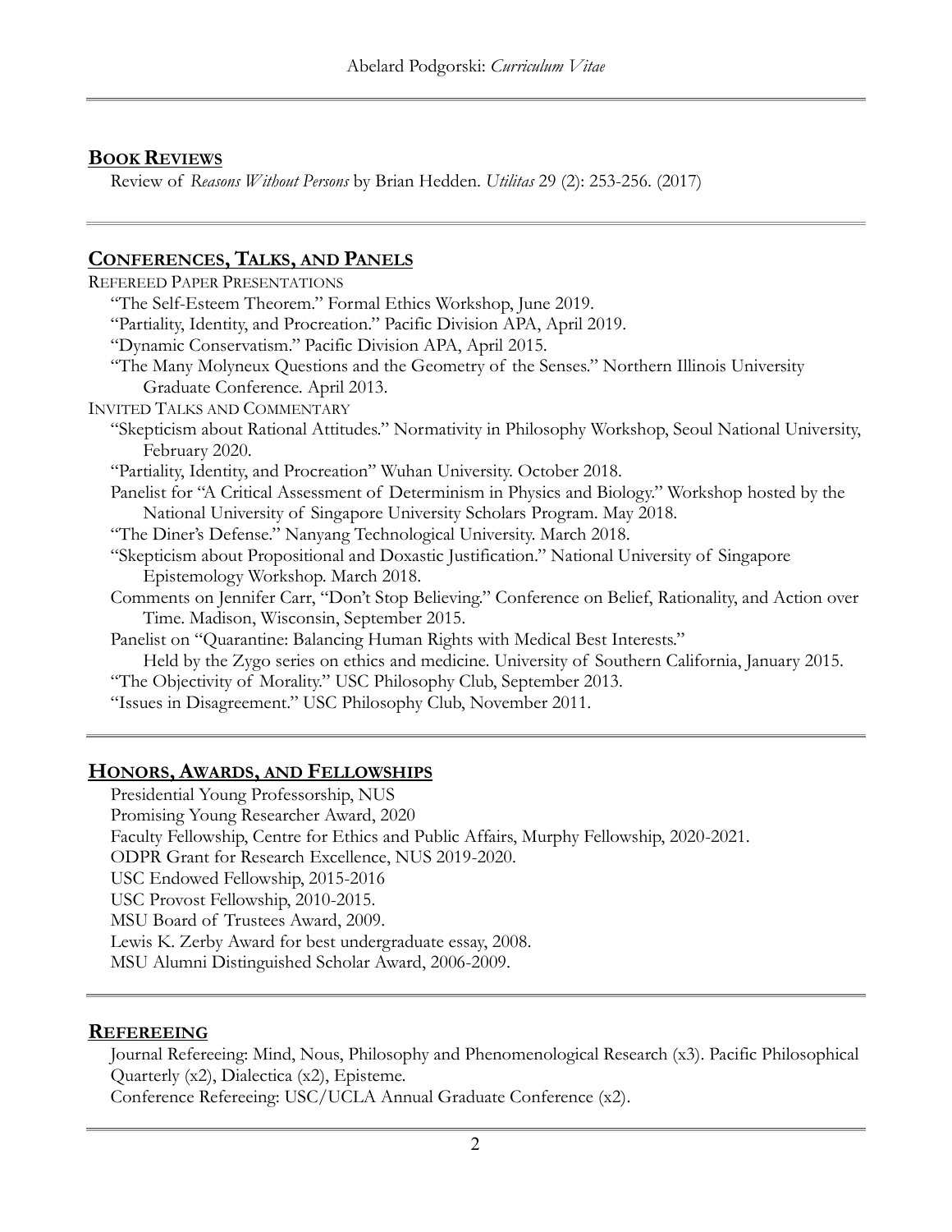## Book Reviews

Review of *Reasons Without Persons* by Brian Hedden. *Utilitas* 29 (2): 253-256. (2017)

## Conferences, Talks, and Panels

Refereed Paper Presentations

- "The Self-Esteem Theorem." Formal Ethics Workshop, June 2019.
- "Partiality, Identity, and Procreation." Pacific Division APA, April 2019.
- "Dynamic Conservatism." Pacific Division APA, April 2015.
- "The Many Molyneux Questions and the Geometry of the Senses." Northern Illinois University Graduate Conference. April 2013.

Invited Talks and Commentary

- "Skepticism about Rational Attitudes." Normativity in Philosophy Workshop, Seoul National University, February 2020.
- "Partiality, Identity, and Procreation" Wuhan University. October 2018.
- Panelist for "A Critical Assessment of Determinism in Physics and Biology." Workshop hosted by the National University of Singapore University Scholars Program. May 2018.
- "The Diner's Defense." Nanyang Technological University. March 2018.
- "Skepticism about Propositional and Doxastic Justification." National University of Singapore Epistemology Workshop. March 2018.
- Comments on Jennifer Carr, "Don't Stop Believing." Conference on Belief, Rationality, and Action over Time. Madison, Wisconsin, September 2015.
- Panelist on "Quarantine: Balancing Human Rights with Medical Best Interests." Held by the Zygo series on ethics and medicine. University of Southern California, January 2015.
- "The Objectivity of Morality." USC Philosophy Club, September 2013.
- "Issues in Disagreement." USC Philosophy Club, November 2011.

## Honors, Awards, and Fellowships

- Presidential Young Professorship, NUS
- Promising Young Researcher Award, 2020
- Faculty Fellowship, Centre for Ethics and Public Affairs, Murphy Fellowship, 2020-2021.
- ODPR Grant for Research Excellence, NUS 2019-2020.
- USC Endowed Fellowship, 2015-2016
- USC Provost Fellowship, 2010-2015.
- MSU Board of Trustees Award, 2009.
- Lewis K. Zerby Award for best undergraduate essay, 2008.
- MSU Alumni Distinguished Scholar Award, 2006-2009.

## Refereeing

Journal Refereeing: Mind, Nous, Philosophy and Phenomenological Research (x3). Pacific Philosophical Quarterly (x2), Dialectica (x2), Episteme.

Conference Refereeing: USC/UCLA Annual Graduate Conference (x2).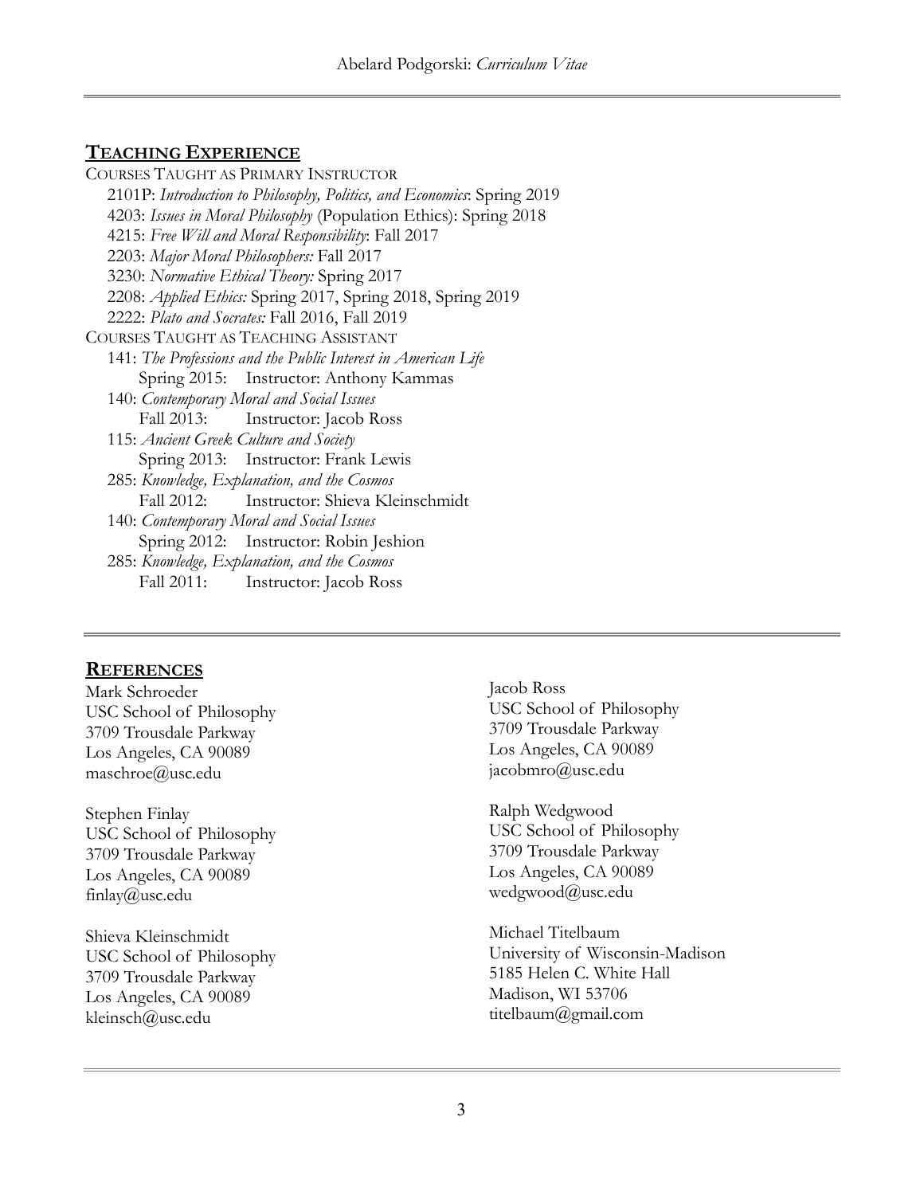## TEACHING EXPERIENCE

COURSES TAUGHT AS PRIMARY INSTRUCTOR

- 2101P: *Introduction to Philosophy, Politics, and Economics*: Spring 2019
- 4203: *Issues in Moral Philosophy* (Population Ethics): Spring 2018
- 4215: *Free Will and Moral Responsibility*: Fall 2017
- 2203: *Major Moral Philosophers:* Fall 2017
- 3230: *Normative Ethical Theory:* Spring 2017
- 2208: *Applied Ethics:* Spring 2017, Spring 2018, Spring 2019
- 2222: *Plato and Socrates:* Fall 2016, Fall 2019

COURSES TAUGHT AS TEACHING ASSISTANT

- 141: *The Professions and the Public Interest in American Life*
  - Spring 2015: Instructor: Anthony Kammas
- 140: *Contemporary Moral and Social Issues*
  - Fall 2013: Instructor: Jacob Ross
- 115: *Ancient Greek Culture and Society*
  - Spring 2013: Instructor: Frank Lewis
- 285: *Knowledge, Explanation, and the Cosmos*
  - Fall 2012: Instructor: Shieva Kleinschmidt
- 140: *Contemporary Moral and Social Issues*
  - Spring 2012: Instructor: Robin Jeshion
- 285: *Knowledge, Explanation, and the Cosmos*
  - Fall 2011: Instructor: Jacob Ross

## REFERENCES

Mark Schroeder
USC School of Philosophy
3709 Trousdale Parkway
Los Angeles, CA 90089
maschroe@usc.edu

Stephen Finlay
USC School of Philosophy
3709 Trousdale Parkway
Los Angeles, CA 90089
finlay@usc.edu

Shieva Kleinschmidt
USC School of Philosophy
3709 Trousdale Parkway
Los Angeles, CA 90089
kleinsch@usc.edu

Jacob Ross
USC School of Philosophy
3709 Trousdale Parkway
Los Angeles, CA 90089
jacobmro@usc.edu

Ralph Wedgwood
USC School of Philosophy
3709 Trousdale Parkway
Los Angeles, CA 90089
wedgwood@usc.edu

Michael Titelbaum
University of Wisconsin-Madison
5185 Helen C. White Hall
Madison, WI 53706
titelbaum@gmail.com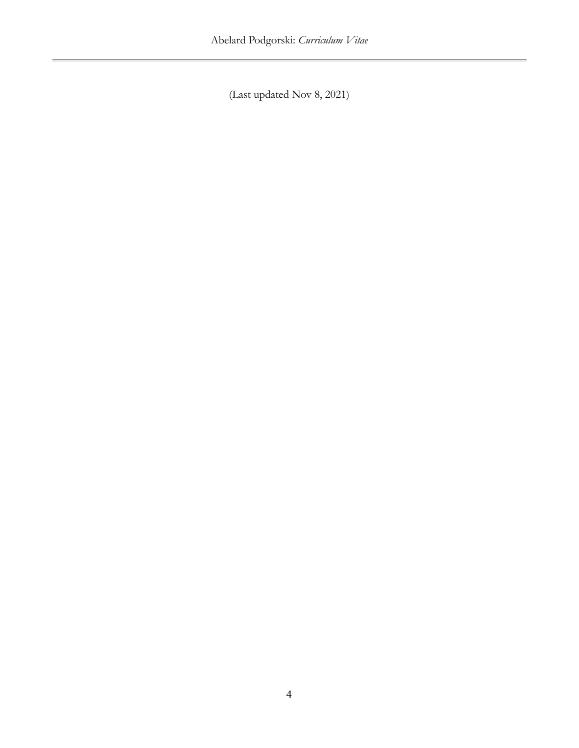(Last updated Nov 8, 2021)